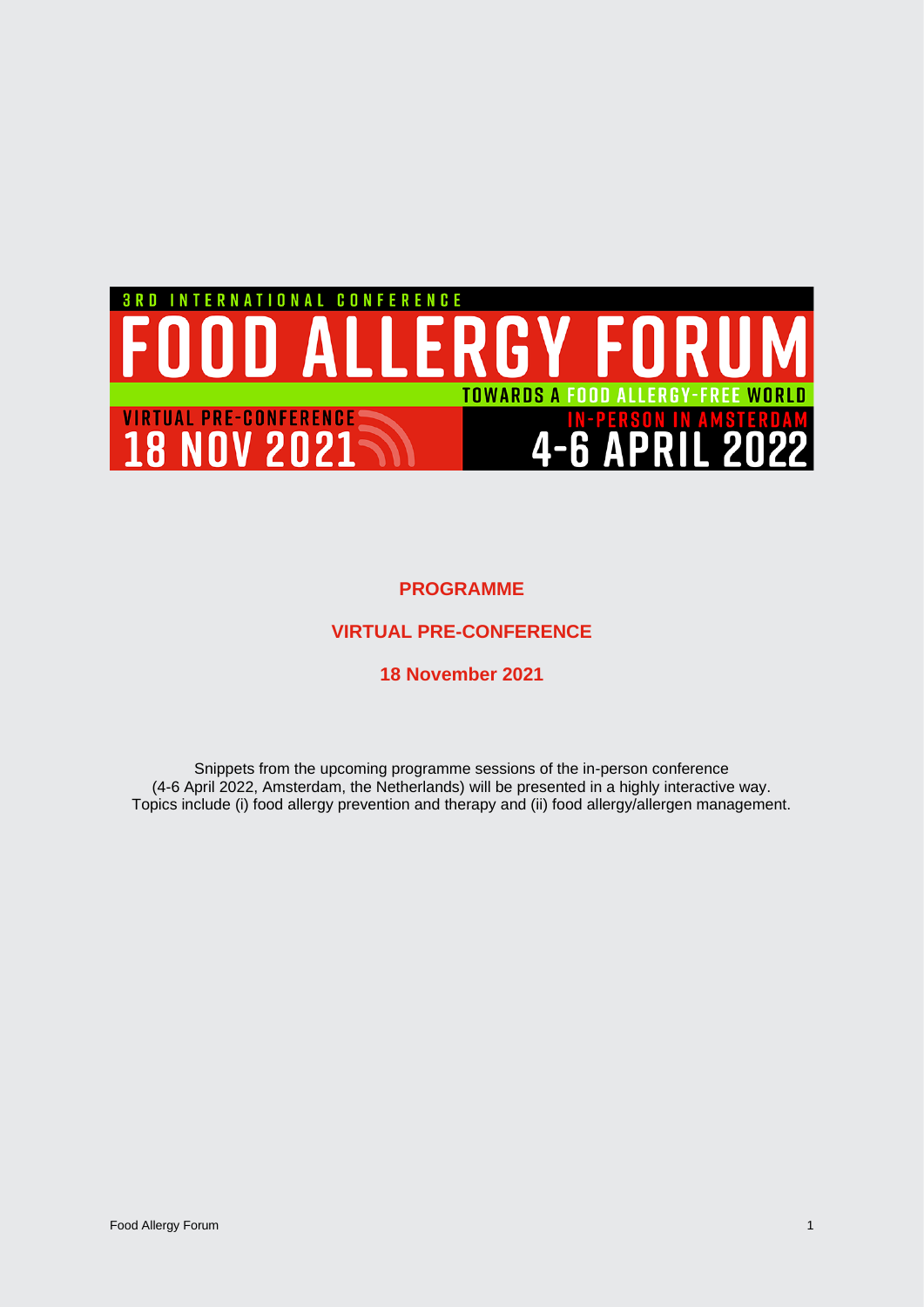3RD INTERNATIONAL CONFERENCE

# FOOD ALLERGY FORUM

TOWARDS A FOOD ALLERGY-FREE WORLD

VIRTUAL PRE-CONFERENCE
18 NOV 2021

IN-PERSON IN AMSTERDAM
4-6 APRIL 2022

## PROGRAMME

## VIRTUAL PRE-CONFERENCE

## 18 November 2021

Snippets from the upcoming programme sessions of the in-person conference (4-6 April 2022, Amsterdam, the Netherlands) will be presented in a highly interactive way. Topics include (i) food allergy prevention and therapy and (ii) food allergy/allergen management.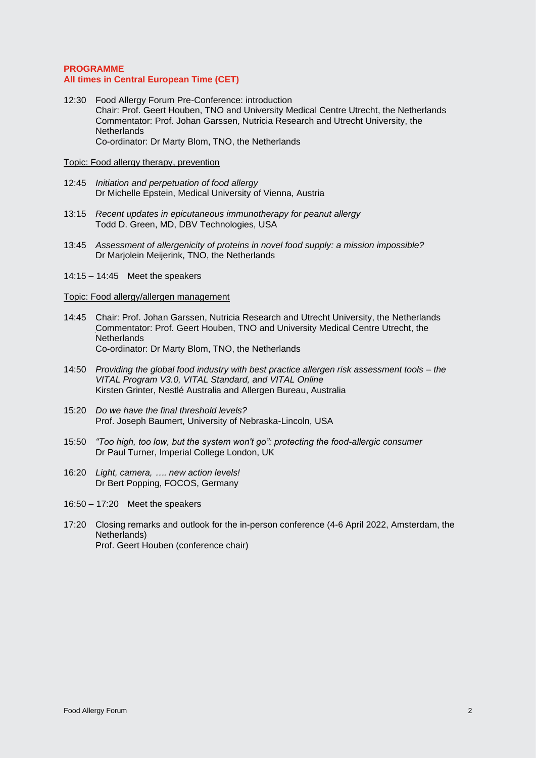**PROGRAMME**
**All times in Central European Time (CET)**

12:30 Food Allergy Forum Pre-Conference: introduction
Chair: Prof. Geert Houben, TNO and University Medical Centre Utrecht, the Netherlands
Commentator: Prof. Johan Garssen, Nutricia Research and Utrecht University, the Netherlands
Co-ordinator: Dr Marty Blom, TNO, the Netherlands

<u>Topic: Food allergy therapy, prevention</u>

12:45 *Initiation and perpetuation of food allergy*
Dr Michelle Epstein, Medical University of Vienna, Austria

13:15 *Recent updates in epicutaneous immunotherapy for peanut allergy*
Todd D. Green, MD, DBV Technologies, USA

13:45 *Assessment of allergenicity of proteins in novel food supply: a mission impossible?*
Dr Marjolein Meijerink, TNO, the Netherlands

14:15 – 14:45 Meet the speakers

<u>Topic: Food allergy/allergen management</u>

14:45 Chair: Prof. Johan Garssen, Nutricia Research and Utrecht University, the Netherlands
Commentator: Prof. Geert Houben, TNO and University Medical Centre Utrecht, the Netherlands
Co-ordinator: Dr Marty Blom, TNO, the Netherlands

14:50 *Providing the global food industry with best practice allergen risk assessment tools – the VITAL Program V3.0, VITAL Standard, and VITAL Online*
Kirsten Grinter, Nestlé Australia and Allergen Bureau, Australia

15:20 *Do we have the final threshold levels?*
Prof. Joseph Baumert, University of Nebraska-Lincoln, USA

15:50 *"Too high, too low, but the system won't go": protecting the food-allergic consumer*
Dr Paul Turner, Imperial College London, UK

16:20 *Light, camera, …. new action levels!*
Dr Bert Popping, FOCOS, Germany

16:50 – 17:20 Meet the speakers

17:20 Closing remarks and outlook for the in-person conference (4-6 April 2022, Amsterdam, the Netherlands)
Prof. Geert Houben (conference chair)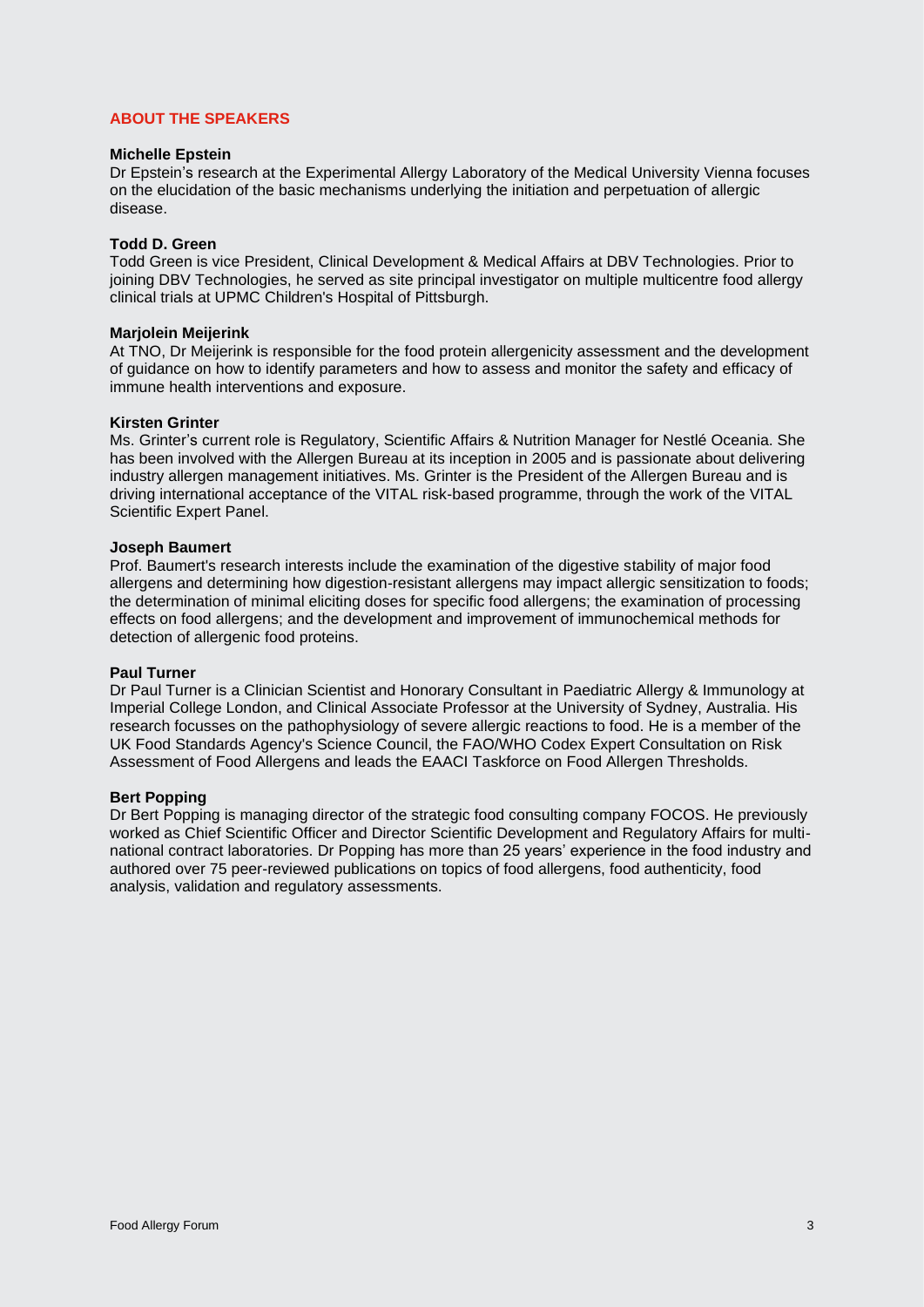## ABOUT THE SPEAKERS

**Michelle Epstein**
Dr Epstein's research at the Experimental Allergy Laboratory of the Medical University Vienna focuses on the elucidation of the basic mechanisms underlying the initiation and perpetuation of allergic disease.

**Todd D. Green**
Todd Green is vice President, Clinical Development & Medical Affairs at DBV Technologies. Prior to joining DBV Technologies, he served as site principal investigator on multiple multicentre food allergy clinical trials at UPMC Children's Hospital of Pittsburgh.

**Marjolein Meijerink**
At TNO, Dr Meijerink is responsible for the food protein allergenicity assessment and the development of guidance on how to identify parameters and how to assess and monitor the safety and efficacy of immune health interventions and exposure.

**Kirsten Grinter**
Ms. Grinter's current role is Regulatory, Scientific Affairs & Nutrition Manager for Nestlé Oceania. She has been involved with the Allergen Bureau at its inception in 2005 and is passionate about delivering industry allergen management initiatives. Ms. Grinter is the President of the Allergen Bureau and is driving international acceptance of the VITAL risk-based programme, through the work of the VITAL Scientific Expert Panel.

**Joseph Baumert**
Prof. Baumert's research interests include the examination of the digestive stability of major food allergens and determining how digestion-resistant allergens may impact allergic sensitization to foods; the determination of minimal eliciting doses for specific food allergens; the examination of processing effects on food allergens; and the development and improvement of immunochemical methods for detection of allergenic food proteins.

**Paul Turner**
Dr Paul Turner is a Clinician Scientist and Honorary Consultant in Paediatric Allergy & Immunology at Imperial College London, and Clinical Associate Professor at the University of Sydney, Australia. His research focusses on the pathophysiology of severe allergic reactions to food. He is a member of the UK Food Standards Agency's Science Council, the FAO/WHO Codex Expert Consultation on Risk Assessment of Food Allergens and leads the EAACI Taskforce on Food Allergen Thresholds.

**Bert Popping**
Dr Bert Popping is managing director of the strategic food consulting company FOCOS. He previously worked as Chief Scientific Officer and Director Scientific Development and Regulatory Affairs for multi-national contract laboratories. Dr Popping has more than 25 years' experience in the food industry and authored over 75 peer-reviewed publications on topics of food allergens, food authenticity, food analysis, validation and regulatory assessments.